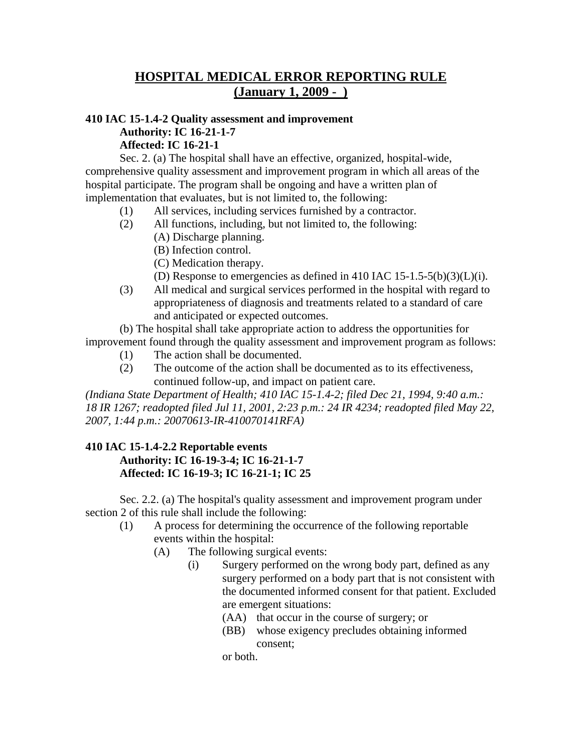# HOSPITAL MEDICAL ERROR REPORTING RULE
## (January 1, 2009 - )

**410 IAC 15-1.4-2 Quality assessment and improvement**
**Authority: IC 16-21-1-7**
**Affected: IC 16-21-1**

Sec. 2. (a) The hospital shall have an effective, organized, hospital-wide, comprehensive quality assessment and improvement program in which all areas of the hospital participate. The program shall be ongoing and have a written plan of implementation that evaluates, but is not limited to, the following:

- (1) All services, including services furnished by a contractor.
- (2) All functions, including, but not limited to, the following:
  - (A) Discharge planning.
  - (B) Infection control.
  - (C) Medication therapy.
  - (D) Response to emergencies as defined in 410 IAC 15-1.5-5(b)(3)(L)(i).
- (3) All medical and surgical services performed in the hospital with regard to appropriateness of diagnosis and treatments related to a standard of care and anticipated or expected outcomes.

(b) The hospital shall take appropriate action to address the opportunities for improvement found through the quality assessment and improvement program as follows:

- (1) The action shall be documented.
- (2) The outcome of the action shall be documented as to its effectiveness, continued follow-up, and impact on patient care.

*(Indiana State Department of Health; 410 IAC 15-1.4-2; filed Dec 21, 1994, 9:40 a.m.: 18 IR 1267; readopted filed Jul 11, 2001, 2:23 p.m.: 24 IR 4234; readopted filed May 22, 2007, 1:44 p.m.: 20070613-IR-410070141RFA)*

**410 IAC 15-1.4-2.2 Reportable events**
**Authority: IC 16-19-3-4; IC 16-21-1-7**
**Affected: IC 16-19-3; IC 16-21-1; IC 25**

Sec. 2.2. (a) The hospital's quality assessment and improvement program under section 2 of this rule shall include the following:

- (1) A process for determining the occurrence of the following reportable events within the hospital:
  - (A) The following surgical events:
    - (i) Surgery performed on the wrong body part, defined as any surgery performed on a body part that is not consistent with the documented informed consent for that patient. Excluded are emergent situations:
      - (AA) that occur in the course of surgery; or
      - (BB) whose exigency precludes obtaining informed consent;

      or both.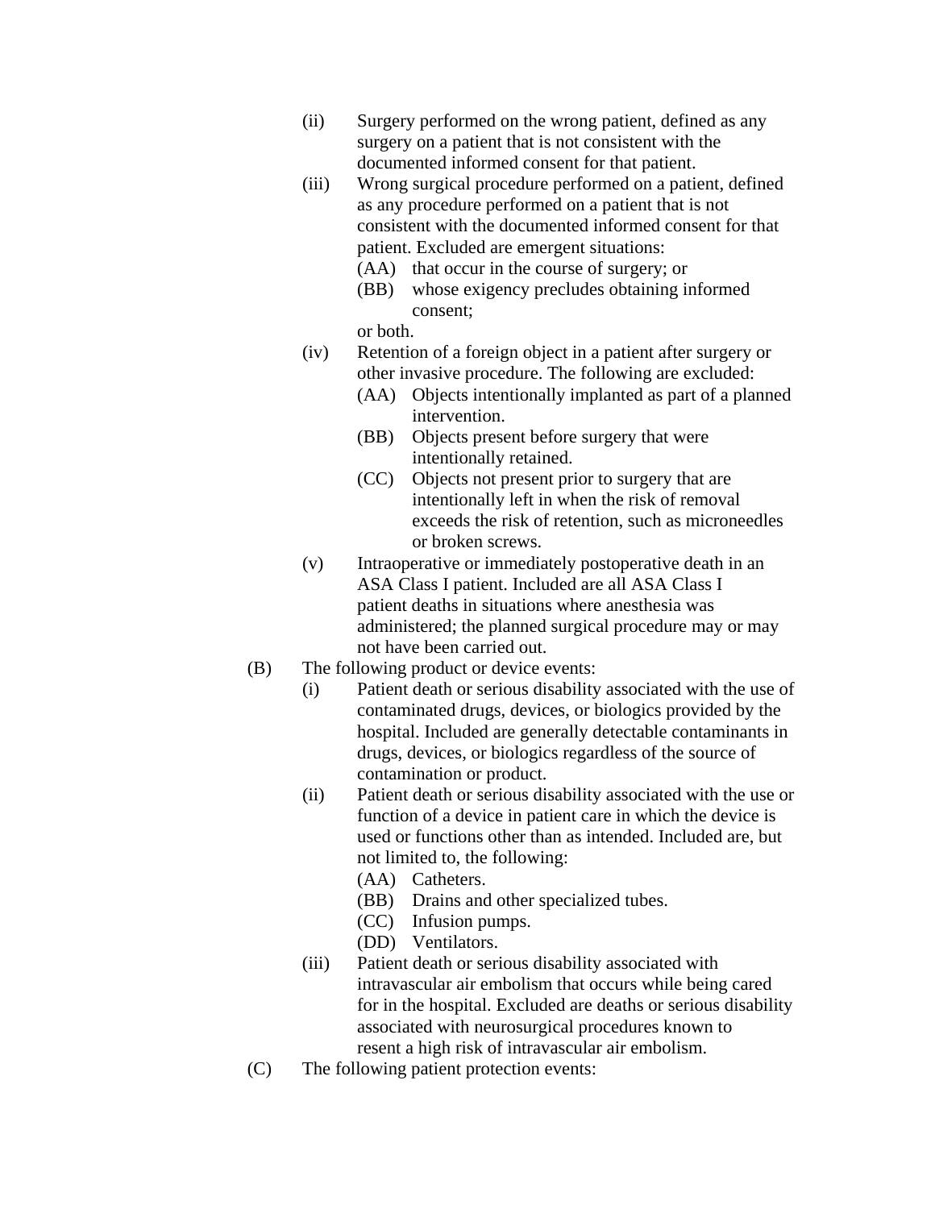(ii) Surgery performed on the wrong patient, defined as any surgery on a patient that is not consistent with the documented informed consent for that patient.

(iii) Wrong surgical procedure performed on a patient, defined as any procedure performed on a patient that is not consistent with the documented informed consent for that patient. Excluded are emergent situations:

- (AA) that occur in the course of surgery; or
- (BB) whose exigency precludes obtaining informed consent;

or both.

(iv) Retention of a foreign object in a patient after surgery or other invasive procedure. The following are excluded:

- (AA) Objects intentionally implanted as part of a planned intervention.
- (BB) Objects present before surgery that were intentionally retained.
- (CC) Objects not present prior to surgery that are intentionally left in when the risk of removal exceeds the risk of retention, such as microneedles or broken screws.

(v) Intraoperative or immediately postoperative death in an ASA Class I patient. Included are all ASA Class I patient deaths in situations where anesthesia was administered; the planned surgical procedure may or may not have been carried out.

(B) The following product or device events:

(i) Patient death or serious disability associated with the use of contaminated drugs, devices, or biologics provided by the hospital. Included are generally detectable contaminants in drugs, devices, or biologics regardless of the source of contamination or product.

(ii) Patient death or serious disability associated with the use or function of a device in patient care in which the device is used or functions other than as intended. Included are, but not limited to, the following:

- (AA) Catheters.
- (BB) Drains and other specialized tubes.
- (CC) Infusion pumps.
- (DD) Ventilators.

(iii) Patient death or serious disability associated with intravascular air embolism that occurs while being cared for in the hospital. Excluded are deaths or serious disability associated with neurosurgical procedures known to resent a high risk of intravascular air embolism.

(C) The following patient protection events: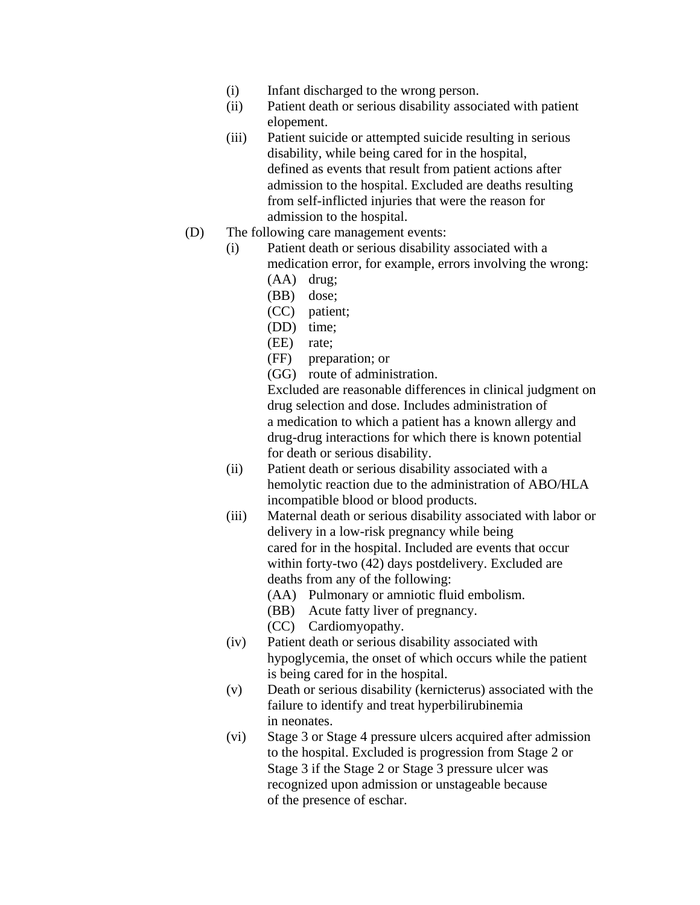- (i) Infant discharged to the wrong person.
- (ii) Patient death or serious disability associated with patient elopement.
- (iii) Patient suicide or attempted suicide resulting in serious disability, while being cared for in the hospital, defined as events that result from patient actions after admission to the hospital. Excluded are deaths resulting from self-inflicted injuries that were the reason for admission to the hospital.

(D) The following care management events:

- (i) Patient death or serious disability associated with a medication error, for example, errors involving the wrong:
  - (AA) drug;
  - (BB) dose;
  - (CC) patient;
  - (DD) time;
  - (EE) rate;
  - (FF) preparation; or
  - (GG) route of administration.

  Excluded are reasonable differences in clinical judgment on drug selection and dose. Includes administration of a medication to which a patient has a known allergy and drug-drug interactions for which there is known potential for death or serious disability.
- (ii) Patient death or serious disability associated with a hemolytic reaction due to the administration of ABO/HLA incompatible blood or blood products.
- (iii) Maternal death or serious disability associated with labor or delivery in a low-risk pregnancy while being cared for in the hospital. Included are events that occur within forty-two (42) days postdelivery. Excluded are deaths from any of the following:
  - (AA) Pulmonary or amniotic fluid embolism.
  - (BB) Acute fatty liver of pregnancy.
  - (CC) Cardiomyopathy.
- (iv) Patient death or serious disability associated with hypoglycemia, the onset of which occurs while the patient is being cared for in the hospital.
- (v) Death or serious disability (kernicterus) associated with the failure to identify and treat hyperbilirubinemia in neonates.
- (vi) Stage 3 or Stage 4 pressure ulcers acquired after admission to the hospital. Excluded is progression from Stage 2 or Stage 3 if the Stage 2 or Stage 3 pressure ulcer was recognized upon admission or unstageable because of the presence of eschar.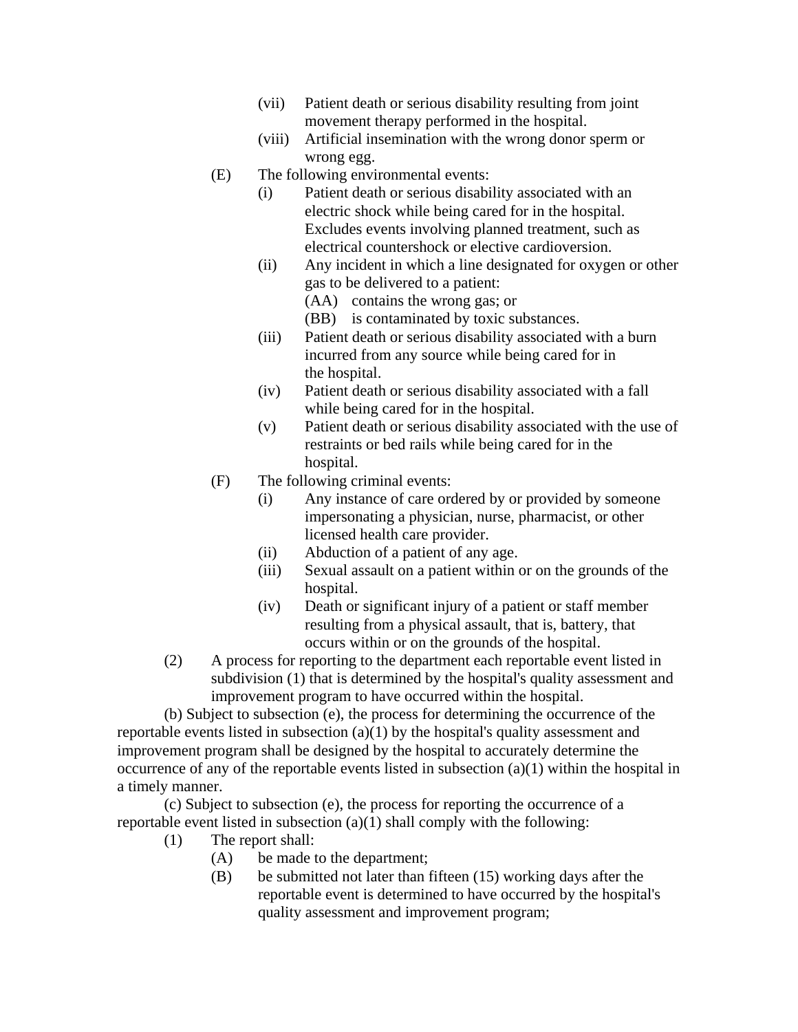(vii) Patient death or serious disability resulting from joint movement therapy performed in the hospital.

(viii) Artificial insemination with the wrong donor sperm or wrong egg.

(E) The following environmental events:

(i) Patient death or serious disability associated with an electric shock while being cared for in the hospital. Excludes events involving planned treatment, such as electrical countershock or elective cardioversion.

(ii) Any incident in which a line designated for oxygen or other gas to be delivered to a patient:

(AA) contains the wrong gas; or

(BB) is contaminated by toxic substances.

(iii) Patient death or serious disability associated with a burn incurred from any source while being cared for in the hospital.

(iv) Patient death or serious disability associated with a fall while being cared for in the hospital.

(v) Patient death or serious disability associated with the use of restraints or bed rails while being cared for in the hospital.

(F) The following criminal events:

(i) Any instance of care ordered by or provided by someone impersonating a physician, nurse, pharmacist, or other licensed health care provider.

(ii) Abduction of a patient of any age.

(iii) Sexual assault on a patient within or on the grounds of the hospital.

(iv) Death or significant injury of a patient or staff member resulting from a physical assault, that is, battery, that occurs within or on the grounds of the hospital.

(2) A process for reporting to the department each reportable event listed in subdivision (1) that is determined by the hospital's quality assessment and improvement program to have occurred within the hospital.

(b) Subject to subsection (e), the process for determining the occurrence of the reportable events listed in subsection (a)(1) by the hospital's quality assessment and improvement program shall be designed by the hospital to accurately determine the occurrence of any of the reportable events listed in subsection (a)(1) within the hospital in a timely manner.

(c) Subject to subsection (e), the process for reporting the occurrence of a reportable event listed in subsection (a)(1) shall comply with the following:

(1) The report shall:

(A) be made to the department;

(B) be submitted not later than fifteen (15) working days after the reportable event is determined to have occurred by the hospital's quality assessment and improvement program;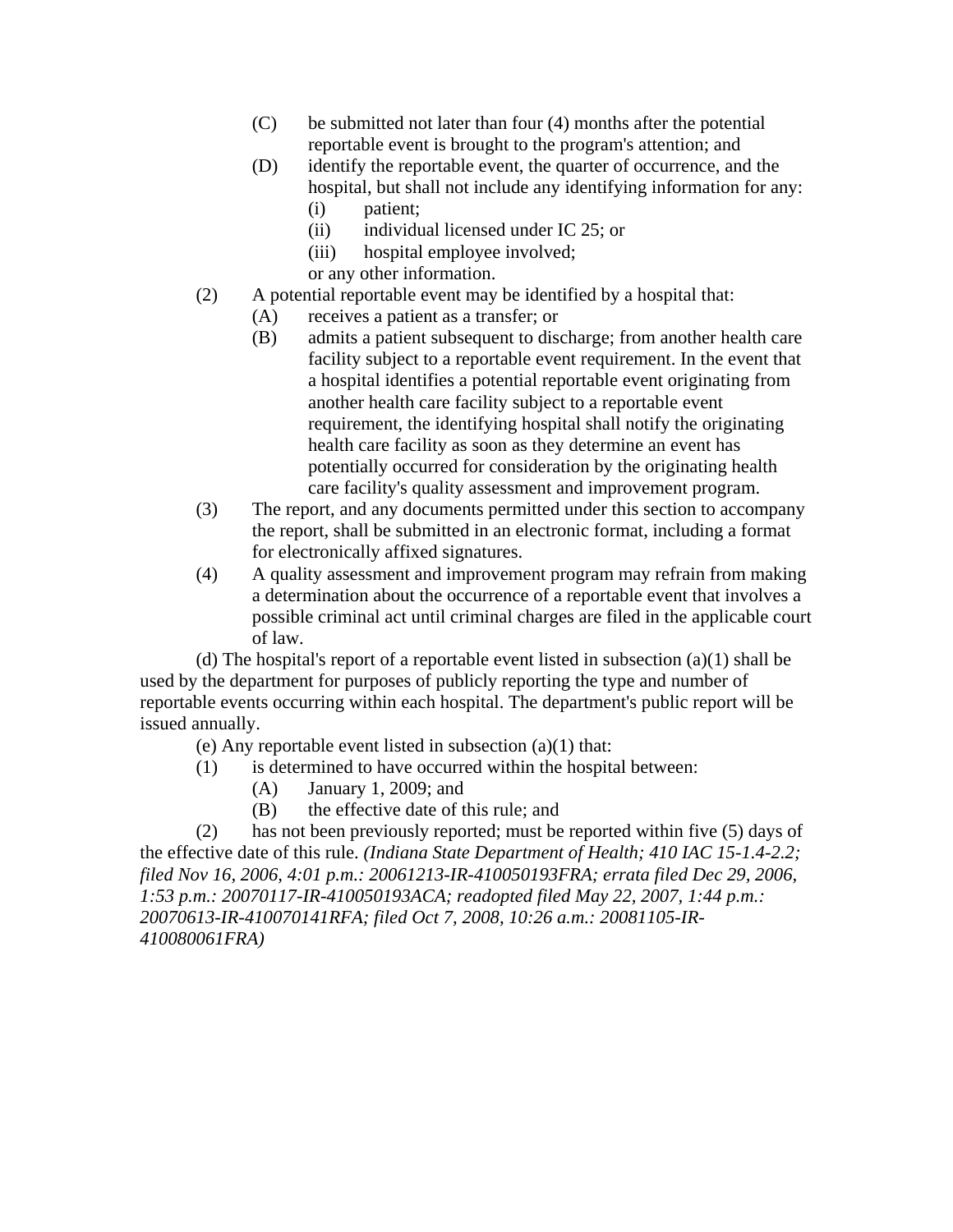(C) be submitted not later than four (4) months after the potential reportable event is brought to the program's attention; and

(D) identify the reportable event, the quarter of occurrence, and the hospital, but shall not include any identifying information for any:

(i) patient;

(ii) individual licensed under IC 25; or

(iii) hospital employee involved;

or any other information.

(2) A potential reportable event may be identified by a hospital that:

(A) receives a patient as a transfer; or

(B) admits a patient subsequent to discharge; from another health care facility subject to a reportable event requirement. In the event that a hospital identifies a potential reportable event originating from another health care facility subject to a reportable event requirement, the identifying hospital shall notify the originating health care facility as soon as they determine an event has potentially occurred for consideration by the originating health care facility's quality assessment and improvement program.

(3) The report, and any documents permitted under this section to accompany the report, shall be submitted in an electronic format, including a format for electronically affixed signatures.

(4) A quality assessment and improvement program may refrain from making a determination about the occurrence of a reportable event that involves a possible criminal act until criminal charges are filed in the applicable court of law.

(d) The hospital's report of a reportable event listed in subsection (a)(1) shall be used by the department for purposes of publicly reporting the type and number of reportable events occurring within each hospital. The department's public report will be issued annually.

(e) Any reportable event listed in subsection (a)(1) that:

(1) is determined to have occurred within the hospital between:

(A) January 1, 2009; and

(B) the effective date of this rule; and

(2) has not been previously reported; must be reported within five (5) days of the effective date of this rule. *(Indiana State Department of Health; 410 IAC 15-1.4-2.2; filed Nov 16, 2006, 4:01 p.m.: 20061213-IR-410050193FRA; errata filed Dec 29, 2006, 1:53 p.m.: 20070117-IR-410050193ACA; readopted filed May 22, 2007, 1:44 p.m.: 20070613-IR-410070141RFA; filed Oct 7, 2008, 10:26 a.m.: 20081105-IR-410080061FRA)*